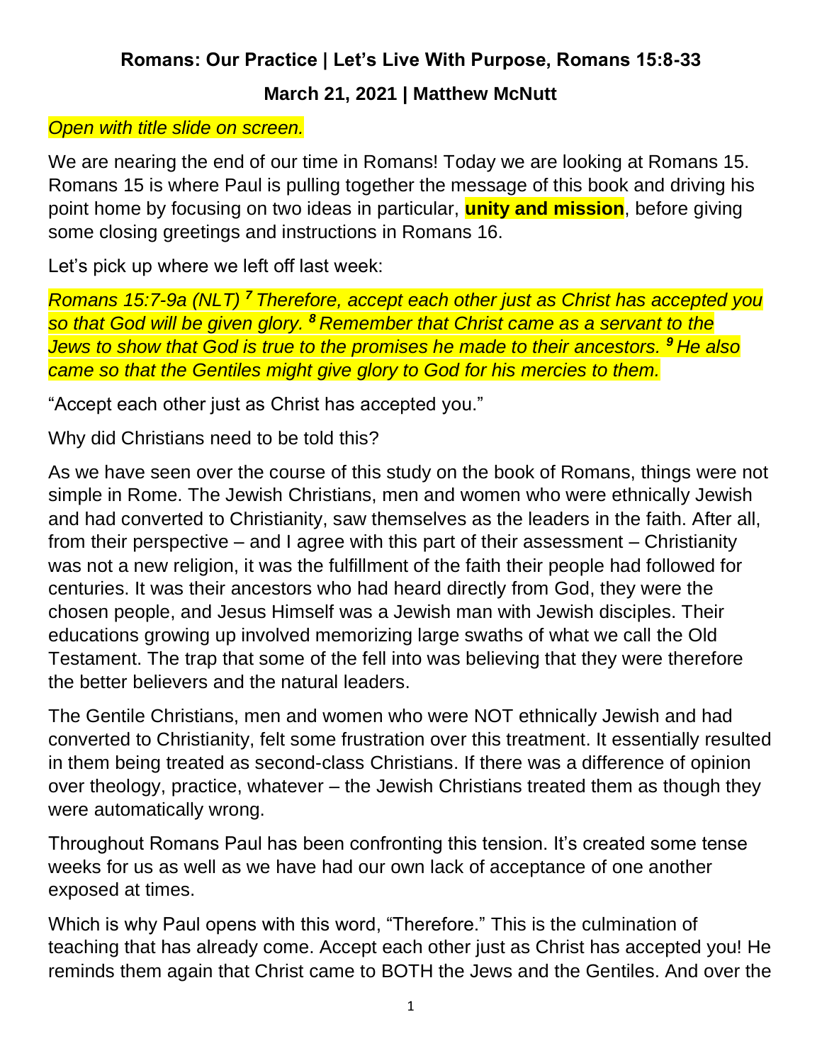# Romans: Our Practice | Let's Live With Purpose, Romans 15:8-33

## March 21, 2021 | Matthew McNutt

*Open with title slide on screen.*

We are nearing the end of our time in Romans! Today we are looking at Romans 15. Romans 15 is where Paul is pulling together the message of this book and driving his point home by focusing on two ideas in particular, **unity and mission**, before giving some closing greetings and instructions in Romans 16.

Let's pick up where we left off last week:

*Romans 15:7-9a (NLT) **7** Therefore, accept each other just as Christ has accepted you so that God will be given glory. **8** Remember that Christ came as a servant to the Jews to show that God is true to the promises he made to their ancestors. **9** He also came so that the Gentiles might give glory to God for his mercies to them.*

"Accept each other just as Christ has accepted you."

Why did Christians need to be told this?

As we have seen over the course of this study on the book of Romans, things were not simple in Rome. The Jewish Christians, men and women who were ethnically Jewish and had converted to Christianity, saw themselves as the leaders in the faith. After all, from their perspective – and I agree with this part of their assessment – Christianity was not a new religion, it was the fulfillment of the faith their people had followed for centuries. It was their ancestors who had heard directly from God, they were the chosen people, and Jesus Himself was a Jewish man with Jewish disciples. Their educations growing up involved memorizing large swaths of what we call the Old Testament. The trap that some of the fell into was believing that they were therefore the better believers and the natural leaders.

The Gentile Christians, men and women who were NOT ethnically Jewish and had converted to Christianity, felt some frustration over this treatment. It essentially resulted in them being treated as second-class Christians. If there was a difference of opinion over theology, practice, whatever – the Jewish Christians treated them as though they were automatically wrong.

Throughout Romans Paul has been confronting this tension. It's created some tense weeks for us as well as we have had our own lack of acceptance of one another exposed at times.

Which is why Paul opens with this word, "Therefore." This is the culmination of teaching that has already come. Accept each other just as Christ has accepted you! He reminds them again that Christ came to BOTH the Jews and the Gentiles. And over the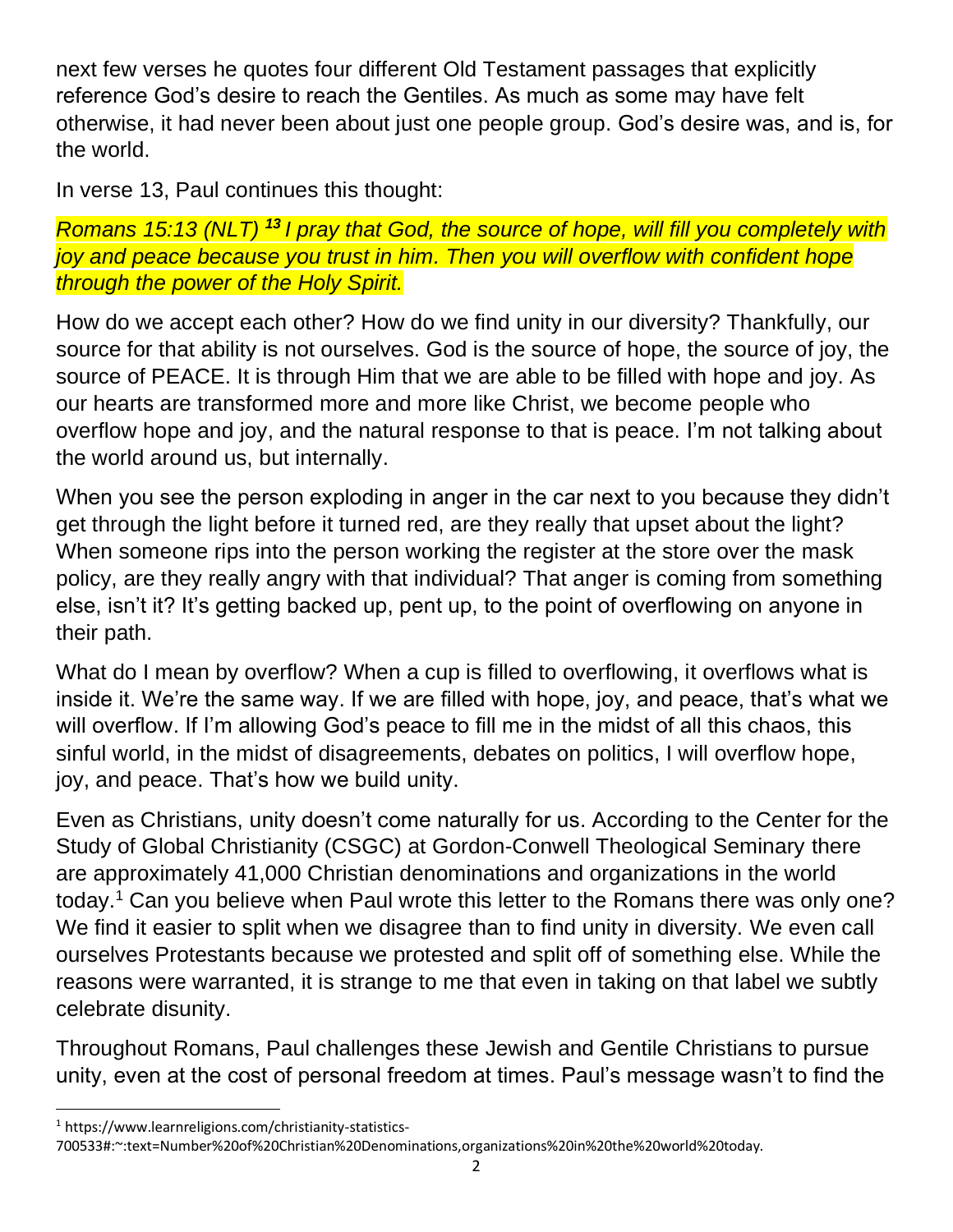next few verses he quotes four different Old Testament passages that explicitly reference God's desire to reach the Gentiles. As much as some may have felt otherwise, it had never been about just one people group. God's desire was, and is, for the world.

In verse 13, Paul continues this thought:

*Romans 15:13 (NLT)* ***13*** *I pray that God, the source of hope, will fill you completely with joy and peace because you trust in him. Then you will overflow with confident hope through the power of the Holy Spirit.*

How do we accept each other? How do we find unity in our diversity? Thankfully, our source for that ability is not ourselves. God is the source of hope, the source of joy, the source of PEACE. It is through Him that we are able to be filled with hope and joy. As our hearts are transformed more and more like Christ, we become people who overflow hope and joy, and the natural response to that is peace. I'm not talking about the world around us, but internally.

When you see the person exploding in anger in the car next to you because they didn't get through the light before it turned red, are they really that upset about the light? When someone rips into the person working the register at the store over the mask policy, are they really angry with that individual? That anger is coming from something else, isn't it? It's getting backed up, pent up, to the point of overflowing on anyone in their path.

What do I mean by overflow? When a cup is filled to overflowing, it overflows what is inside it. We're the same way. If we are filled with hope, joy, and peace, that's what we will overflow. If I'm allowing God's peace to fill me in the midst of all this chaos, this sinful world, in the midst of disagreements, debates on politics, I will overflow hope, joy, and peace. That's how we build unity.

Even as Christians, unity doesn't come naturally for us. According to the Center for the Study of Global Christianity (CSGC) at Gordon-Conwell Theological Seminary there are approximately 41,000 Christian denominations and organizations in the world today.[1] Can you believe when Paul wrote this letter to the Romans there was only one? We find it easier to split when we disagree than to find unity in diversity. We even call ourselves Protestants because we protested and split off of something else. While the reasons were warranted, it is strange to me that even in taking on that label we subtly celebrate disunity.

Throughout Romans, Paul challenges these Jewish and Gentile Christians to pursue unity, even at the cost of personal freedom at times. Paul's message wasn't to find the

---

[1] https://www.learnreligions.com/christianity-statistics-700533#:~:text=Number%20of%20Christian%20Denominations,organizations%20in%20the%20world%20today.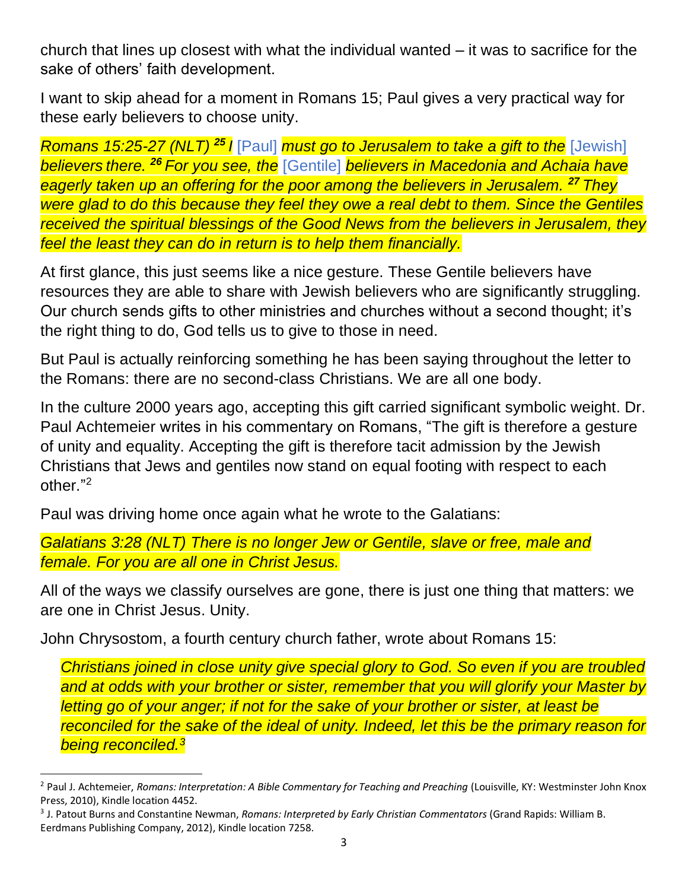church that lines up closest with what the individual wanted – it was to sacrifice for the sake of others' faith development.

I want to skip ahead for a moment in Romans 15; Paul gives a very practical way for these early believers to choose unity.

*Romans 15:25-27 (NLT) **25** I* [Paul] *must go to Jerusalem to take a gift to the* [Jewish] *believers there. **26** For you see, the* [Gentile] *believers in Macedonia and Achaia have eagerly taken up an offering for the poor among the believers in Jerusalem. **27** They were glad to do this because they feel they owe a real debt to them. Since the Gentiles received the spiritual blessings of the Good News from the believers in Jerusalem, they feel the least they can do in return is to help them financially.*

At first glance, this just seems like a nice gesture. These Gentile believers have resources they are able to share with Jewish believers who are significantly struggling. Our church sends gifts to other ministries and churches without a second thought; it's the right thing to do, God tells us to give to those in need.

But Paul is actually reinforcing something he has been saying throughout the letter to the Romans: there are no second-class Christians. We are all one body.

In the culture 2000 years ago, accepting this gift carried significant symbolic weight. Dr. Paul Achtemeier writes in his commentary on Romans, "The gift is therefore a gesture of unity and equality. Accepting the gift is therefore tacit admission by the Jewish Christians that Jews and gentiles now stand on equal footing with respect to each other."[2]

Paul was driving home once again what he wrote to the Galatians:

*Galatians 3:28 (NLT) There is no longer Jew or Gentile, slave or free, male and female. For you are all one in Christ Jesus.*

All of the ways we classify ourselves are gone, there is just one thing that matters: we are one in Christ Jesus. Unity.

John Chrysostom, a fourth century church father, wrote about Romans 15:

> *Christians joined in close unity give special glory to God. So even if you are troubled and at odds with your brother or sister, remember that you will glorify your Master by letting go of your anger; if not for the sake of your brother or sister, at least be reconciled for the sake of the ideal of unity. Indeed, let this be the primary reason for being reconciled.*[3]

---

[2] Paul J. Achtemeier, *Romans: Interpretation: A Bible Commentary for Teaching and Preaching* (Louisville, KY: Westminster John Knox Press, 2010), Kindle location 4452.

[3] J. Patout Burns and Constantine Newman, *Romans: Interpreted by Early Christian Commentators* (Grand Rapids: William B. Eerdmans Publishing Company, 2012), Kindle location 7258.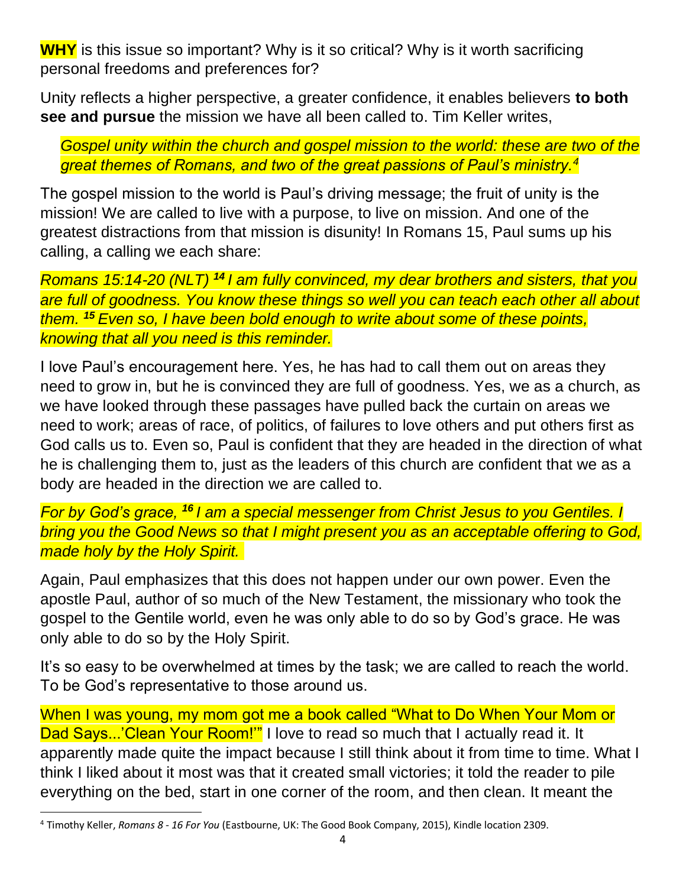**WHY** is this issue so important? Why is it so critical? Why is it worth sacrificing personal freedoms and preferences for?

Unity reflects a higher perspective, a greater confidence, it enables believers **to both see and pursue** the mission we have all been called to. Tim Keller writes,

> *Gospel unity within the church and gospel mission to the world: these are two of the great themes of Romans, and two of the great passions of Paul's ministry.*[4]

The gospel mission to the world is Paul's driving message; the fruit of unity is the mission! We are called to live with a purpose, to live on mission. And one of the greatest distractions from that mission is disunity! In Romans 15, Paul sums up his calling, a calling we each share:

*Romans 15:14-20 (NLT)* ***14*** *I am fully convinced, my dear brothers and sisters, that you are full of goodness. You know these things so well you can teach each other all about them.* ***15*** *Even so, I have been bold enough to write about some of these points, knowing that all you need is this reminder.*

I love Paul's encouragement here. Yes, he has had to call them out on areas they need to grow in, but he is convinced they are full of goodness. Yes, we as a church, as we have looked through these passages have pulled back the curtain on areas we need to work; areas of race, of politics, of failures to love others and put others first as God calls us to. Even so, Paul is confident that they are headed in the direction of what he is challenging them to, just as the leaders of this church are confident that we as a body are headed in the direction we are called to.

*For by God's grace,* ***16*** *I am a special messenger from Christ Jesus to you Gentiles. I bring you the Good News so that I might present you as an acceptable offering to God, made holy by the Holy Spirit.*

Again, Paul emphasizes that this does not happen under our own power. Even the apostle Paul, author of so much of the New Testament, the missionary who took the gospel to the Gentile world, even he was only able to do so by God's grace. He was only able to do so by the Holy Spirit.

It's so easy to be overwhelmed at times by the task; we are called to reach the world. To be God's representative to those around us.

When I was young, my mom got me a book called "What to Do When Your Mom or Dad Says...'Clean Your Room!'" I love to read so much that I actually read it. It apparently made quite the impact because I still think about it from time to time. What I think I liked about it most was that it created small victories; it told the reader to pile everything on the bed, start in one corner of the room, and then clean. It meant the

---

[4] Timothy Keller, *Romans 8 - 16 For You* (Eastbourne, UK: The Good Book Company, 2015), Kindle location 2309.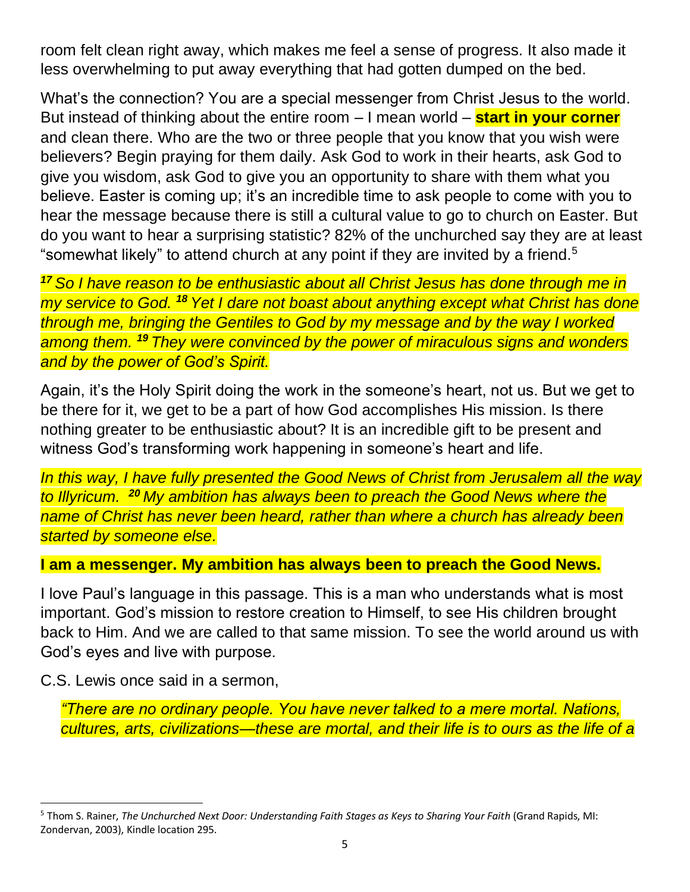room felt clean right away, which makes me feel a sense of progress. It also made it less overwhelming to put away everything that had gotten dumped on the bed.

What's the connection? You are a special messenger from Christ Jesus to the world. But instead of thinking about the entire room – I mean world – **start in your corner** and clean there. Who are the two or three people that you know that you wish were believers? Begin praying for them daily. Ask God to work in their hearts, ask God to give you wisdom, ask God to give you an opportunity to share with them what you believe. Easter is coming up; it's an incredible time to ask people to come with you to hear the message because there is still a cultural value to go to church on Easter. But do you want to hear a surprising statistic? 82% of the unchurched say they are at least "somewhat likely" to attend church at any point if they are invited by a friend.[5]

*[17] So I have reason to be enthusiastic about all Christ Jesus has done through me in my service to God. [18] Yet I dare not boast about anything except what Christ has done through me, bringing the Gentiles to God by my message and by the way I worked among them. [19] They were convinced by the power of miraculous signs and wonders and by the power of God's Spirit.*

Again, it's the Holy Spirit doing the work in the someone's heart, not us. But we get to be there for it, we get to be a part of how God accomplishes His mission. Is there nothing greater to be enthusiastic about? It is an incredible gift to be present and witness God's transforming work happening in someone's heart and life.

*In this way, I have fully presented the Good News of Christ from Jerusalem all the way to Illyricum. [20] My ambition has always been to preach the Good News where the name of Christ has never been heard, rather than where a church has already been started by someone else.*

**I am a messenger. My ambition has always been to preach the Good News.**

I love Paul's language in this passage. This is a man who understands what is most important. God's mission to restore creation to Himself, to see His children brought back to Him. And we are called to that same mission. To see the world around us with God's eyes and live with purpose.

C.S. Lewis once said in a sermon,

> *"There are no ordinary people. You have never talked to a mere mortal. Nations, cultures, arts, civilizations—these are mortal, and their life is to ours as the life of a*

---

[5] Thom S. Rainer, *The Unchurched Next Door: Understanding Faith Stages as Keys to Sharing Your Faith* (Grand Rapids, MI: Zondervan, 2003), Kindle location 295.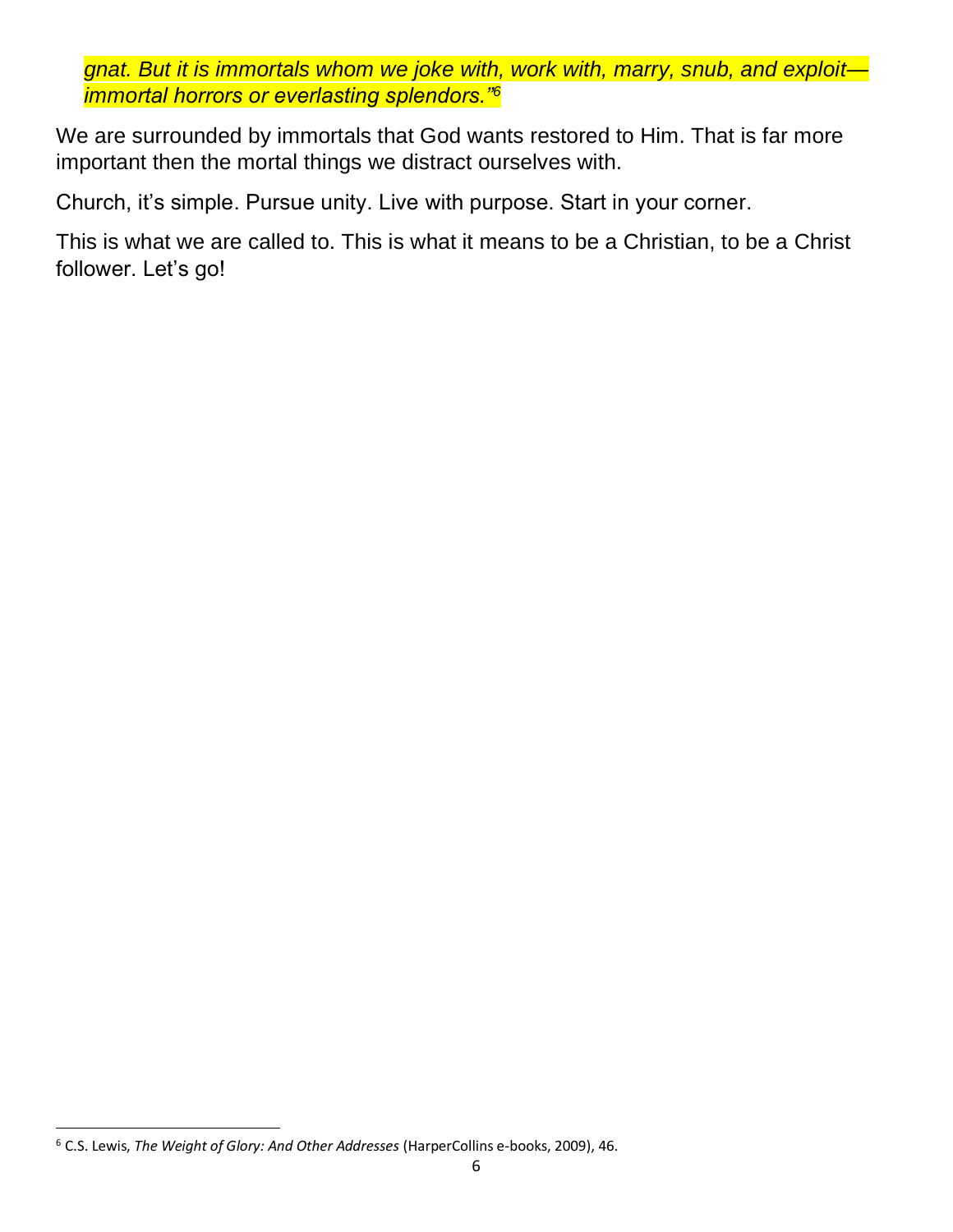*gnat. But it is immortals whom we joke with, work with, marry, snub, and exploit—immortal horrors or everlasting splendors."*[6]

We are surrounded by immortals that God wants restored to Him. That is far more important then the mortal things we distract ourselves with.

Church, it's simple. Pursue unity. Live with purpose. Start in your corner.

This is what we are called to. This is what it means to be a Christian, to be a Christ follower. Let's go!

---

[6] C.S. Lewis, *The Weight of Glory: And Other Addresses* (HarperCollins e-books, 2009), 46.